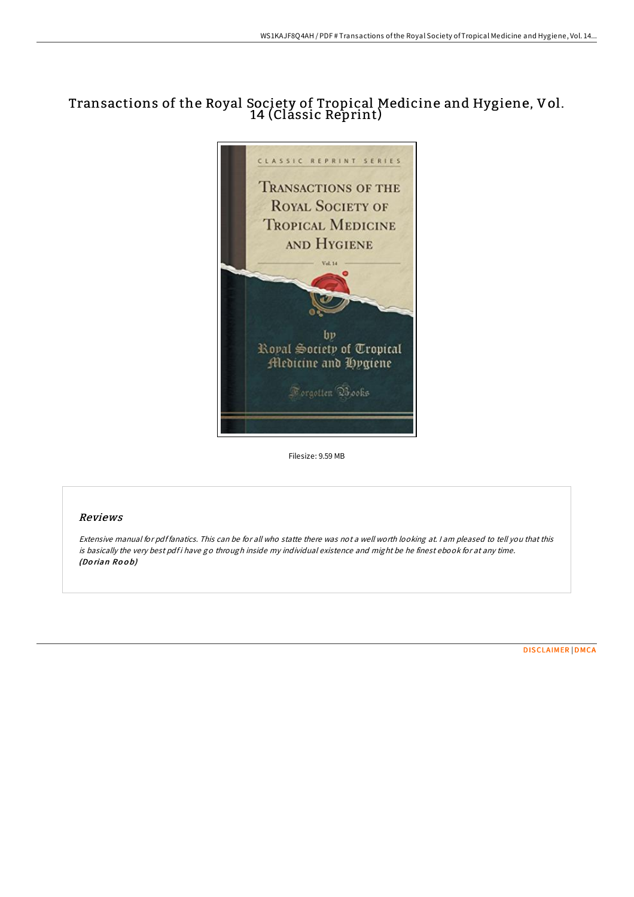# Transactions of the Royal Society of Tropical Medicine and Hygiene, Vol. 14 (Classic Reprint)

Filesize: 9.59 MB

## Reviews

*Extensive manual for pdf fanatics. This can be for all who statte there was not a well worth looking at. I am pleased to tell you that this is basically the very best pdf i have go through inside my individual existence and might be he finest ebook for at any time.* ***(Dorian Roob)***

DISCLAIMER | DMCA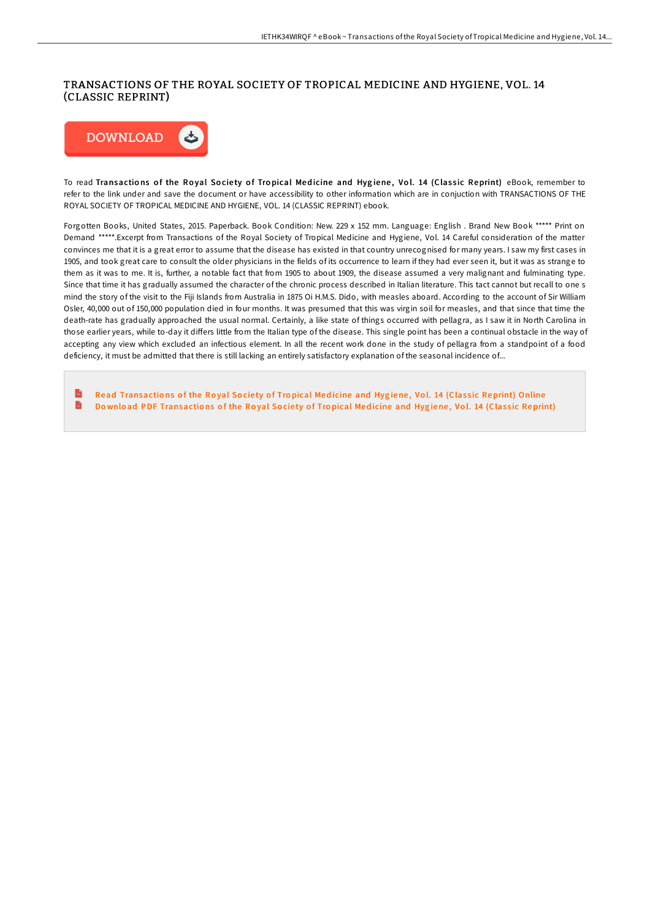# TRANSACTIONS OF THE ROYAL SOCIETY OF TROPICAL MEDICINE AND HYGIENE, VOL. 14 (CLASSIC REPRINT)

DOWNLOAD

To read **Transactions of the Royal Society of Tropical Medicine and Hygiene, Vol. 14 (Classic Reprint)** eBook, remember to refer to the link under and save the document or have accessibility to other information which are in conjuction with TRANSACTIONS OF THE ROYAL SOCIETY OF TROPICAL MEDICINE AND HYGIENE, VOL. 14 (CLASSIC REPRINT) ebook.

Forgotten Books, United States, 2015. Paperback. Book Condition: New. 229 x 152 mm. Language: English . Brand New Book ***** Print on Demand *****.Excerpt from Transactions of the Royal Society of Tropical Medicine and Hygiene, Vol. 14 Careful consideration of the matter convinces me that it is a great error to assume that the disease has existed in that country unrecognised for many years. I saw my first cases in 1905, and took great care to consult the older physicians in the fields of its occurrence to learn if they had ever seen it, but it was as strange to them as it was to me. It is, further, a notable fact that from 1905 to about 1909, the disease assumed a very malignant and fulminating type. Since that time it has gradually assumed the character of the chronic process described in Italian literature. This tact cannot but recall to one s mind the story of the visit to the Fiji Islands from Australia in 1875 Oi H.M.S. Dido, with measles aboard. According to the account of Sir William Osler, 40,000 out of 150,000 population died in four months. It was presumed that this was virgin soil for measles, and that since that time the death-rate has gradually approached the usual normal. Certainly, a like state of things occurred with pellagra, as I saw it in North Carolina in those earlier years, while to-day it differs little from the Italian type of the disease. This single point has been a continual obstacle in the way of accepting any view which excluded an infectious element. In all the recent work done in the study of pellagra from a standpoint of a food deficiency, it must be admitted that there is still lacking an entirely satisfactory explanation of the seasonal incidence of...

- Read Transactions of the Royal Society of Tropical Medicine and Hygiene, Vol. 14 (Classic Reprint) Online
- Download PDF Transactions of the Royal Society of Tropical Medicine and Hygiene, Vol. 14 (Classic Reprint)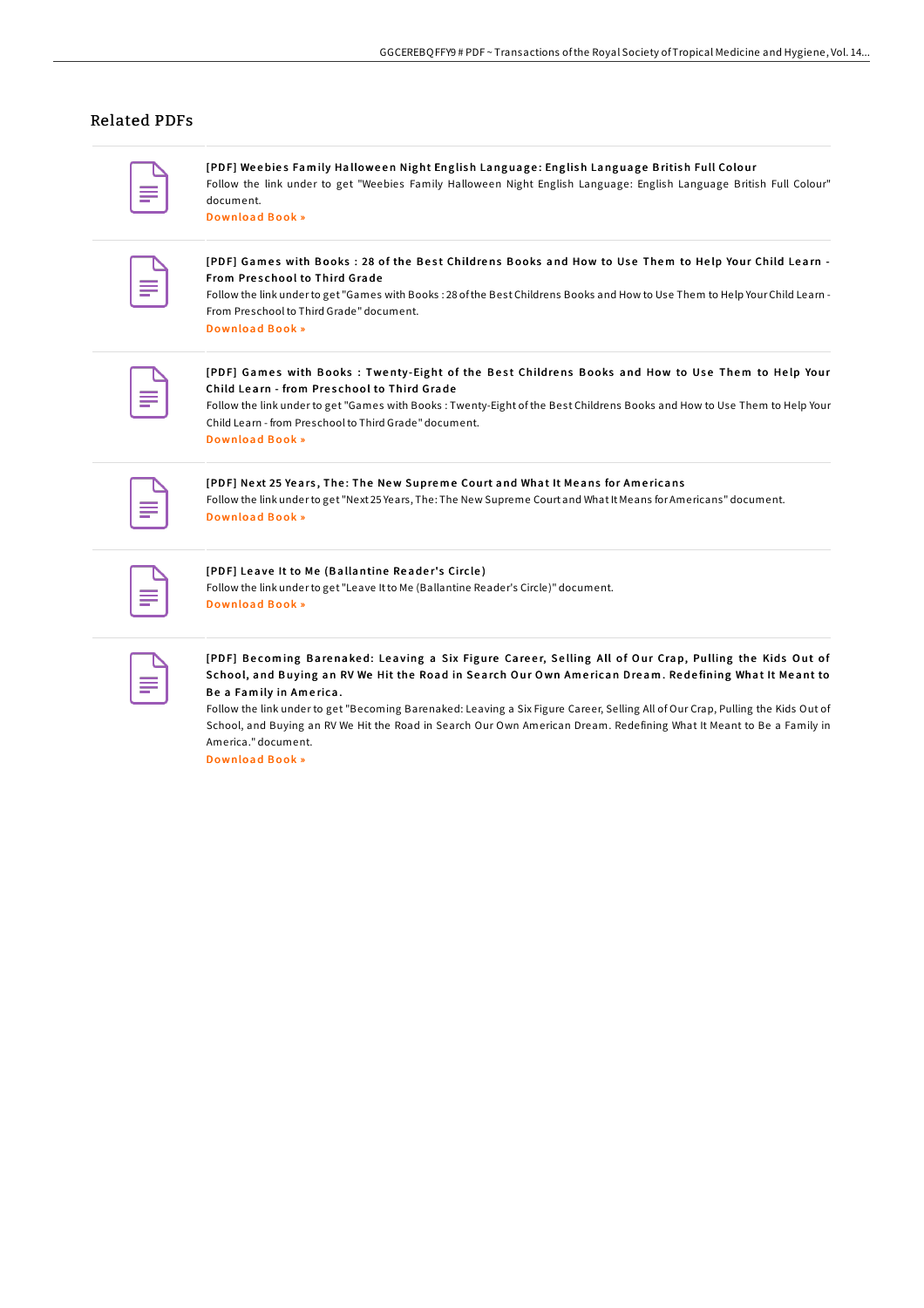## Related PDFs

**[PDF] Weebies Family Halloween Night English Language: English Language British Full Colour**

Follow the link under to get "Weebies Family Halloween Night English Language: English Language British Full Colour" document.

Download Book »

**[PDF] Games with Books : 28 of the Best Childrens Books and How to Use Them to Help Your Child Learn - From Preschool to Third Grade**

Follow the link under to get "Games with Books : 28 of the Best Childrens Books and How to Use Them to Help Your Child Learn - From Preschool to Third Grade" document.

Download Book »

**[PDF] Games with Books : Twenty-Eight of the Best Childrens Books and How to Use Them to Help Your Child Learn - from Preschool to Third Grade**

Follow the link under to get "Games with Books : Twenty-Eight of the Best Childrens Books and How to Use Them to Help Your Child Learn - from Preschool to Third Grade" document.

Download Book »

**[PDF] Next 25 Years, The: The New Supreme Court and What It Means for Americans**

Follow the link under to get "Next 25 Years, The: The New Supreme Court and What It Means for Americans" document.

Download Book »

**[PDF] Leave It to Me (Ballantine Reader's Circle)**

Follow the link under to get "Leave It to Me (Ballantine Reader's Circle)" document.

Download Book »

**[PDF] Becoming Barenaked: Leaving a Six Figure Career, Selling All of Our Crap, Pulling the Kids Out of School, and Buying an RV We Hit the Road in Search Our Own American Dream. Redefining What It Meant to Be a Family in America.**

Follow the link under to get "Becoming Barenaked: Leaving a Six Figure Career, Selling All of Our Crap, Pulling the Kids Out of School, and Buying an RV We Hit the Road in Search Our Own American Dream. Redefining What It Meant to Be a Family in America." document.

Download Book »